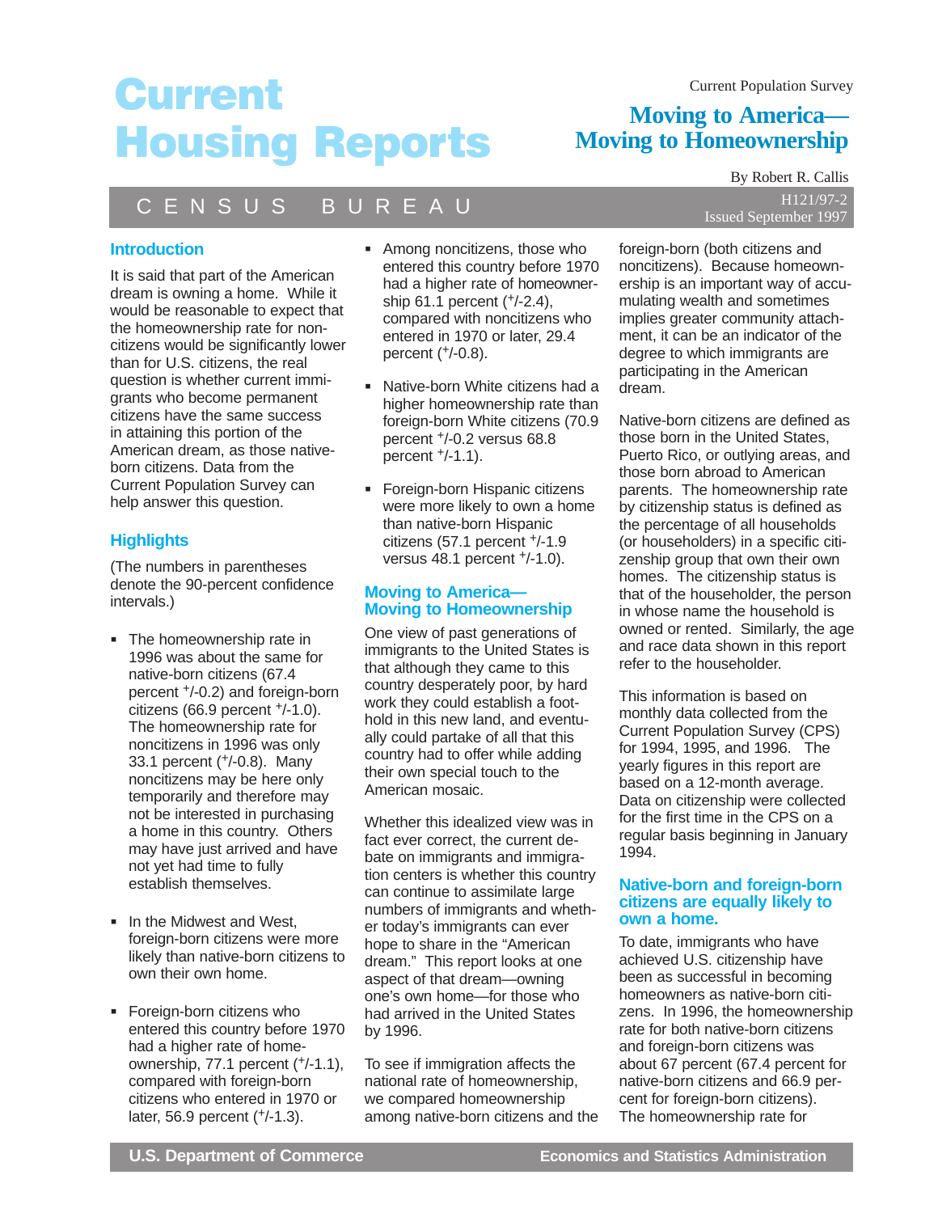# Current Housing Reports

Current Population Survey

## Moving to America— Moving to Homeownership

By Robert R. Callis

CENSUS BUREAU

H121/97-2
Issued September 1997

### Introduction

It is said that part of the American dream is owning a home. While it would be reasonable to expect that the homeownership rate for noncitizens would be significantly lower than for U.S. citizens, the real question is whether current immigrants who become permanent citizens have the same success in attaining this portion of the American dream, as those native-born citizens. Data from the Current Population Survey can help answer this question.

### Highlights

(The numbers in parentheses denote the 90-percent confidence intervals.)

- The homeownership rate in 1996 was about the same for native-born citizens (67.4 percent +/-0.2) and foreign-born citizens (66.9 percent +/-1.0). The homeownership rate for noncitizens in 1996 was only 33.1 percent (+/-0.8). Many noncitizens may be here only temporarily and therefore may not be interested in purchasing a home in this country. Others may have just arrived and have not yet had time to fully establish themselves.
- In the Midwest and West, foreign-born citizens were more likely than native-born citizens to own their own home.
- Foreign-born citizens who entered this country before 1970 had a higher rate of homeownership, 77.1 percent (+/-1.1), compared with foreign-born citizens who entered in 1970 or later, 56.9 percent (+/-1.3).
- Among noncitizens, those who entered this country before 1970 had a higher rate of homeownership 61.1 percent (+/-2.4), compared with noncitizens who entered in 1970 or later, 29.4 percent (+/-0.8).
- Native-born White citizens had a higher homeownership rate than foreign-born White citizens (70.9 percent +/-0.2 versus 68.8 percent +/-1.1).
- Foreign-born Hispanic citizens were more likely to own a home than native-born Hispanic citizens (57.1 percent +/-1.9 versus 48.1 percent +/-1.0).

### Moving to America— Moving to Homeownership

One view of past generations of immigrants to the United States is that although they came to this country desperately poor, by hard work they could establish a foothold in this new land, and eventually could partake of all that this country had to offer while adding their own special touch to the American mosaic.

Whether this idealized view was in fact ever correct, the current debate on immigrants and immigration centers is whether this country can continue to assimilate large numbers of immigrants and whether today's immigrants can ever hope to share in the "American dream." This report looks at one aspect of that dream—owning one's own home—for those who had arrived in the United States by 1996.

To see if immigration affects the national rate of homeownership, we compared homeownership among native-born citizens and the foreign-born (both citizens and noncitizens). Because homeownership is an important way of accumulating wealth and sometimes implies greater community attachment, it can be an indicator of the degree to which immigrants are participating in the American dream.

Native-born citizens are defined as those born in the United States, Puerto Rico, or outlying areas, and those born abroad to American parents. The homeownership rate by citizenship status is defined as the percentage of all households (or householders) in a specific citizenship group that own their own homes. The citizenship status is that of the householder, the person in whose name the household is owned or rented. Similarly, the age and race data shown in this report refer to the householder.

This information is based on monthly data collected from the Current Population Survey (CPS) for 1994, 1995, and 1996. The yearly figures in this report are based on a 12-month average. Data on citizenship were collected for the first time in the CPS on a regular basis beginning in January 1994.

### Native-born and foreign-born citizens are equally likely to own a home.

To date, immigrants who have achieved U.S. citizenship have been as successful in becoming homeowners as native-born citizens. In 1996, the homeownership rate for both native-born citizens and foreign-born citizens was about 67 percent (67.4 percent for native-born citizens and 66.9 percent for foreign-born citizens). The homeownership rate for

U.S. Department of Commerce — Economics and Statistics Administration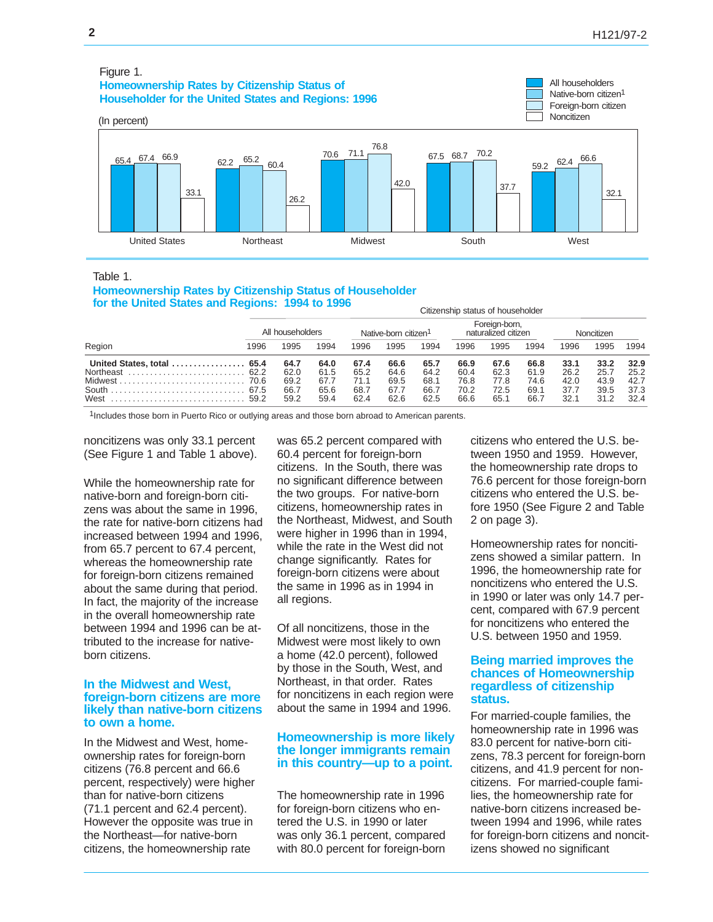Figure 1.
**Homeownership Rates by Citizenship Status of Householder for the United States and Regions: 1996**

(In percent)

| Region | All householders | Native-born citizen[1] | Foreign-born citizen | Noncitizen |
|---|---|---|---|---|
| United States | 65.4 | 67.4 | 66.9 | 33.1 |
| Northeast | 62.2 | 65.2 | 60.4 | 26.2 |
| Midwest | 70.6 | 71.1 | 76.8 | 42.0 |
| South | 67.5 | 68.7 | 70.2 | 37.7 |
| West | 59.2 | 62.4 | 66.6 | 32.1 |

Table 1.
**Homeownership Rates by Citizenship Status of Householder for the United States and Regions: 1994 to 1996**

| Region | All householders | | | Native-born citizen[1] | | | Foreign-born, naturalized citizen | | | Noncitizen | | |
|---|---|---|---|---|---|---|---|---|---|---|---|---|
| | 1996 | 1995 | 1994 | 1996 | 1995 | 1994 | 1996 | 1995 | 1994 | 1996 | 1995 | 1994 |
| **United States, total** | **65.4** | **64.7** | **64.0** | **67.4** | **66.6** | **65.7** | **66.9** | **67.6** | **66.8** | **33.1** | **33.2** | **32.9** |
| Northeast | 62.2 | 62.0 | 61.5 | 65.2 | 64.6 | 64.2 | 60.4 | 62.3 | 61.9 | 26.2 | 25.7 | 25.2 |
| Midwest | 70.6 | 69.2 | 67.7 | 71.1 | 69.5 | 68.1 | 76.8 | 77.8 | 74.6 | 42.0 | 43.9 | 42.7 |
| South | 67.5 | 66.7 | 65.6 | 68.7 | 67.7 | 66.7 | 70.2 | 72.5 | 69.1 | 37.7 | 39.5 | 37.3 |
| West | 59.2 | 59.2 | 59.4 | 62.4 | 62.6 | 62.5 | 66.6 | 65.1 | 66.7 | 32.1 | 31.2 | 32.4 |

[1]Includes those born in Puerto Rico or outlying areas and those born abroad to American parents.

noncitizens was only 33.1 percent (See Figure 1 and Table 1 above).

While the homeownership rate for native-born and foreign-born citizens was about the same in 1996, the rate for native-born citizens had increased between 1994 and 1996, from 65.7 percent to 67.4 percent, whereas the homeownership rate for foreign-born citizens remained about the same during that period. In fact, the majority of the increase in the overall homeownership rate between 1994 and 1996 can be attributed to the increase for native-born citizens.

## In the Midwest and West, foreign-born citizens are more likely than native-born citizens to own a home.

In the Midwest and West, homeownership rates for foreign-born citizens (76.8 percent and 66.6 percent, respectively) were higher than for native-born citizens (71.1 percent and 62.4 percent). However the opposite was true in the Northeast—for native-born citizens, the homeownership rate was 65.2 percent compared with 60.4 percent for foreign-born citizens. In the South, there was no significant difference between the two groups. For native-born citizens, homeownership rates in the Northeast, Midwest, and South were higher in 1996 than in 1994, while the rate in the West did not change significantly. Rates for foreign-born citizens were about the same in 1996 as in 1994 in all regions.

Of all noncitizens, those in the Midwest were most likely to own a home (42.0 percent), followed by those in the South, West, and Northeast, in that order. Rates for noncitizens in each region were about the same in 1994 and 1996.

## Homeownership is more likely the longer immigrants remain in this country—up to a point.

The homeownership rate in 1996 for foreign-born citizens who entered the U.S. in 1990 or later was only 36.1 percent, compared with 80.0 percent for foreign-born citizens who entered the U.S. between 1950 and 1959. However, the homeownership rate drops to 76.6 percent for those foreign-born citizens who entered the U.S. before 1950 (See Figure 2 and Table 2 on page 3).

Homeownership rates for noncitizens showed a similar pattern. In 1996, the homeownership rate for noncitizens who entered the U.S. in 1990 or later was only 14.7 percent, compared with 67.9 percent for noncitizens who entered the U.S. between 1950 and 1959.

## Being married improves the chances of Homeownership regardless of citizenship status.

For married-couple families, the homeownership rate in 1996 was 83.0 percent for native-born citizens, 78.3 percent for foreign-born citizens, and 41.9 percent for noncitizens. For married-couple families, the homeownership rate for native-born citizens increased between 1994 and 1996, while rates for foreign-born citizens and noncitizens showed no significant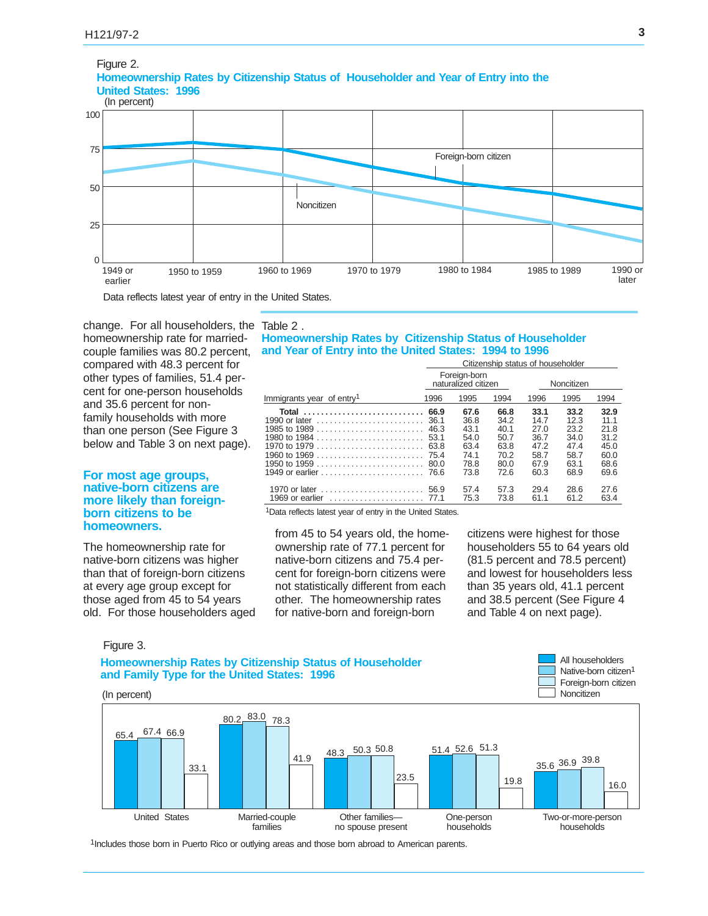Figure 2.

**Homeownership Rates by Citizenship Status of Householder and Year of Entry into the United States: 1996**

(In percent)

Data reflects latest year of entry in the United States.

change. For all householders, the homeownership rate for married-couple families was 80.2 percent, compared with 48.3 percent for other types of families, 51.4 percent for one-person households and 35.6 percent for non-family households with more than one person (See Figure 3 below and Table 3 on next page).

Table 2 .

**Homeownership Rates by Citizenship Status of Householder and Year of Entry into the United States: 1994 to 1996**

| Immigrants year of entry[1] | Foreign-born naturalized citizen 1996 | Foreign-born naturalized citizen 1995 | Foreign-born naturalized citizen 1994 | Noncitizen 1996 | Noncitizen 1995 | Noncitizen 1994 |
|---|---|---|---|---|---|---|
| **Total** | **66.9** | **67.6** | **66.8** | **33.1** | **33.2** | **32.9** |
| 1990 or later | 36.1 | 36.8 | 34.2 | 14.7 | 12.3 | 11.1 |
| 1985 to 1989 | 46.3 | 43.1 | 40.1 | 27.0 | 23.2 | 21.8 |
| 1980 to 1984 | 53.1 | 54.0 | 50.7 | 36.7 | 34.0 | 31.2 |
| 1970 to 1979 | 63.8 | 63.4 | 63.8 | 47.2 | 47.4 | 45.0 |
| 1960 to 1969 | 75.4 | 74.1 | 70.2 | 58.7 | 58.7 | 60.0 |
| 1950 to 1959 | 80.0 | 78.8 | 80.0 | 67.9 | 63.1 | 68.6 |
| 1949 or earlier | 76.6 | 73.8 | 72.6 | 60.3 | 68.9 | 69.6 |
| 1970 or later | 56.9 | 57.4 | 57.3 | 29.4 | 28.6 | 27.6 |
| 1969 or earlier | 77.1 | 75.3 | 73.8 | 61.1 | 61.2 | 63.4 |

[1]Data reflects latest year of entry in the United States.

## For most age groups, native-born citizens are more likely than foreign-born citizens to be homeowners.

The homeownership rate for native-born citizens was higher than that of foreign-born citizens at every age group except for those aged from 45 to 54 years old. For those householders aged from 45 to 54 years old, the homeownership rate of 77.1 percent for native-born citizens and 75.4 percent for foreign-born citizens were not statistically different from each other. The homeownership rates for native-born and foreign-born citizens were highest for those householders 55 to 64 years old (81.5 percent and 78.5 percent) and lowest for householders less than 35 years old, 41.1 percent and 38.5 percent (See Figure 4 and Table 4 on next page).

Figure 3.

**Homeownership Rates by Citizenship Status of Householder and Family Type for the United States: 1996**

(In percent)

| | All householders | Native-born citizen[1] | Foreign-born citizen | Noncitizen |
|---|---|---|---|---|
| United States | 65.4 | 67.4 | 66.9 | 33.1 |
| Married-couple families | 80.2 | 83.0 | 78.3 | 41.9 |
| Other families— no spouse present | 48.3 | 50.3 | 50.8 | 23.5 |
| One-person households | 51.4 | 52.6 | 51.3 | 19.8 |
| Two-or-more-person households | 35.6 | 36.9 | 39.8 | 16.0 |

[1]Includes those born in Puerto Rico or outlying areas and those born abroad to American parents.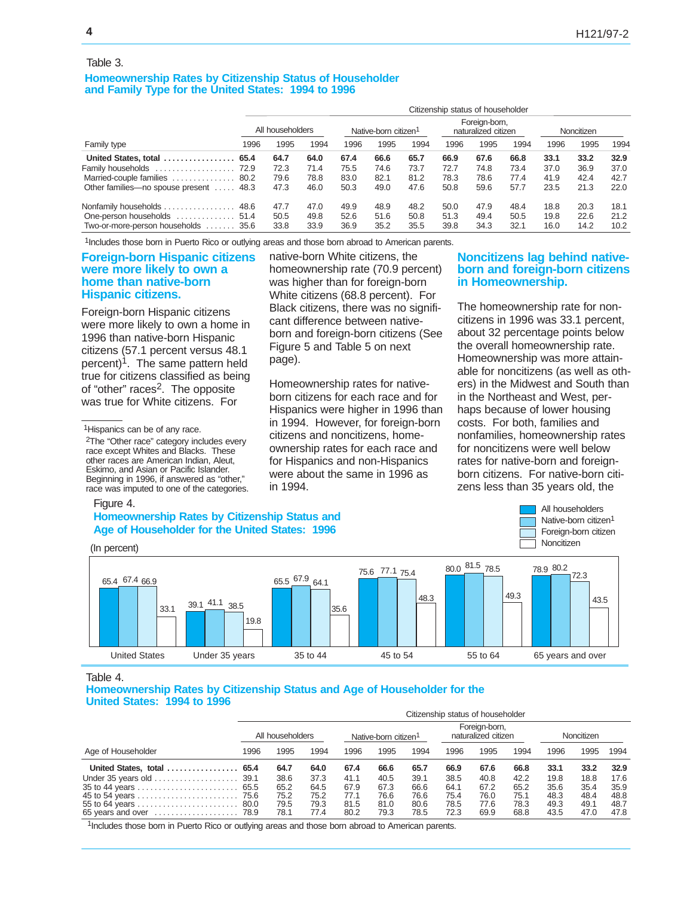Table 3.

### Homeownership Rates by Citizenship Status of Householder and Family Type for the United States: 1994 to 1996

| Family type | All householders | | | Native-born citizen[1] | | | Foreign-born, naturalized citizen | | | Noncitizen | | |
|---|---|---|---|---|---|---|---|---|---|---|---|---|
| | 1996 | 1995 | 1994 | 1996 | 1995 | 1994 | 1996 | 1995 | 1994 | 1996 | 1995 | 1994 |
| **United States, total** | **65.4** | **64.7** | **64.0** | **67.4** | **66.6** | **65.7** | **66.9** | **67.6** | **66.8** | **33.1** | **33.2** | **32.9** |
| Family households | 72.9 | 72.3 | 71.4 | 75.5 | 74.6 | 73.7 | 72.7 | 74.8 | 73.4 | 37.0 | 36.9 | 37.0 |
| Married-couple families | 80.2 | 79.6 | 78.8 | 83.0 | 82.1 | 81.2 | 78.3 | 78.6 | 77.4 | 41.9 | 42.4 | 42.7 |
| Other families—no spouse present | 48.3 | 47.3 | 46.0 | 50.3 | 49.0 | 47.6 | 50.8 | 59.6 | 57.7 | 23.5 | 21.3 | 22.0 |
| Nonfamily households | 48.6 | 47.7 | 47.0 | 49.9 | 48.9 | 48.2 | 50.0 | 47.9 | 48.4 | 18.8 | 20.3 | 18.1 |
| One-person households | 51.4 | 50.5 | 49.8 | 52.6 | 51.6 | 50.8 | 51.3 | 49.4 | 50.5 | 19.8 | 22.6 | 21.2 |
| Two-or-more-person households | 35.6 | 33.8 | 33.9 | 36.9 | 35.2 | 35.5 | 39.8 | 34.3 | 32.1 | 16.0 | 14.2 | 10.2 |

[1]Includes those born in Puerto Rico or outlying areas and those born abroad to American parents.

## Foreign-born Hispanic citizens were more likely to own a home than native-born Hispanic citizens.

Foreign-born Hispanic citizens were more likely to own a home in 1996 than native-born Hispanic citizens (57.1 percent versus 48.1 percent)[1]. The same pattern held true for citizens classified as being of "other" races[2]. The opposite was true for White citizens. For native-born White citizens, the homeownership rate (70.9 percent) was higher than for foreign-born White citizens (68.8 percent). For Black citizens, there was no significant difference between native-born and foreign-born citizens (See Figure 5 and Table 5 on next page).

Homeownership rates for native-born citizens for each race and for Hispanics were higher in 1996 than in 1994. However, for foreign-born citizens and noncitizens, homeownership rates for each race and for Hispanics and non-Hispanics were about the same in 1996 as in 1994.

[1]Hispanics can be of any race.

[2]The "Other race" category includes every race except Whites and Blacks. These other races are American Indian, Aleut, Eskimo, and Asian or Pacific Islander. Beginning in 1996, if answered as "other," race was imputed to one of the categories.

## Noncitizens lag behind native-born and foreign-born citizens in Homeownership.

The homeownership rate for noncitizens in 1996 was 33.1 percent, about 32 percentage points below the overall homeownership rate. Homeownership was more attainable for noncitizens (as well as others) in the Midwest and South than in the Northeast and West, perhaps because of lower housing costs. For both, families and nonfamilies, homeownership rates for noncitizens were well below rates for native-born and foreign-born citizens. For native-born citizens less than 35 years old, the

Figure 4.

### Homeownership Rates by Citizenship Status and Age of Householder for the United States: 1996

(In percent)

| | All householders | Native-born citizen[1] | Foreign-born citizen | Noncitizen |
|---|---|---|---|---|
| United States | 65.4 | 67.4 | 66.9 | 33.1 |
| Under 35 years | 39.1 | 41.1 | 38.5 | 19.8 |
| 35 to 44 | 65.5 | 67.9 | 64.1 | 35.6 |
| 45 to 54 | 75.6 | 77.1 | 75.4 | 48.3 |
| 55 to 64 | 80.0 | 81.5 | 78.5 | 49.3 |
| 65 years and over | 78.9 | 80.2 | 72.3 | 43.5 |

Table 4.

### Homeownership Rates by Citizenship Status and Age of Householder for the United States: 1994 to 1996

| Age of Householder | All householders | | | Native-born citizen[1] | | | Foreign-born, naturalized citizen | | | Noncitizen | | |
|---|---|---|---|---|---|---|---|---|---|---|---|---|
| | 1996 | 1995 | 1994 | 1996 | 1995 | 1994 | 1996 | 1995 | 1994 | 1996 | 1995 | 1994 |
| **United States, total** | **65.4** | **64.7** | **64.0** | **67.4** | **66.6** | **65.7** | **66.9** | **67.6** | **66.8** | **33.1** | **33.2** | **32.9** |
| Under 35 years old | 39.1 | 38.6 | 37.3 | 41.1 | 40.5 | 39.1 | 38.5 | 40.8 | 42.2 | 19.8 | 18.8 | 17.6 |
| 35 to 44 years | 65.5 | 65.2 | 64.5 | 67.9 | 67.3 | 66.6 | 64.1 | 67.2 | 65.2 | 35.6 | 35.4 | 35.9 |
| 45 to 54 years | 75.6 | 75.2 | 75.2 | 77.1 | 76.6 | 76.6 | 75.4 | 76.0 | 75.1 | 48.3 | 48.4 | 48.8 |
| 55 to 64 years | 80.0 | 79.5 | 79.3 | 81.5 | 81.0 | 80.6 | 78.5 | 77.6 | 78.3 | 49.3 | 49.1 | 48.7 |
| 65 years and over | 78.9 | 78.1 | 77.4 | 80.2 | 79.3 | 78.5 | 72.3 | 69.9 | 68.8 | 43.5 | 47.0 | 47.8 |

[1]Includes those born in Puerto Rico or outlying areas and those born abroad to American parents.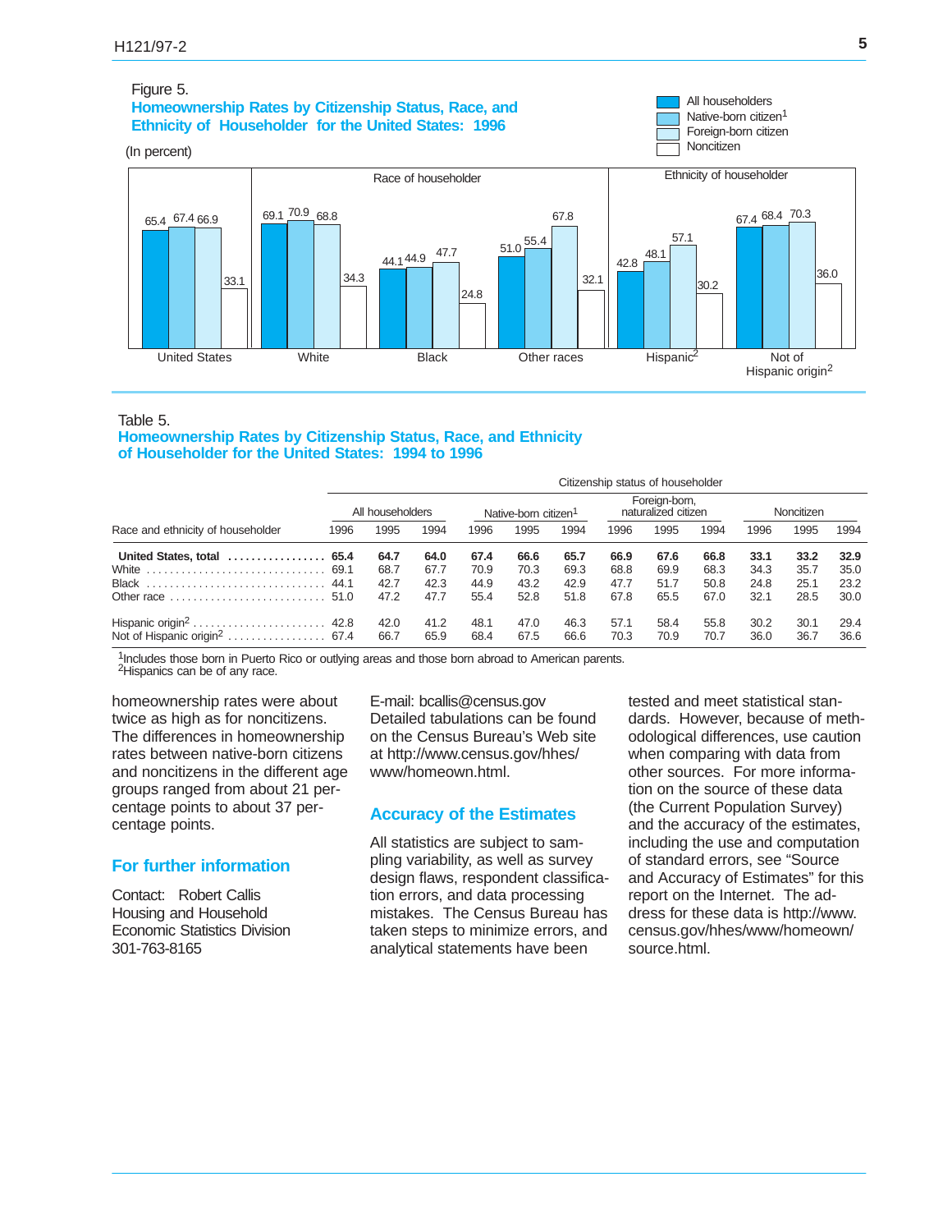Figure 5.
**Homeownership Rates by Citizenship Status, Race, and Ethnicity of Householder for the United States: 1996**

(In percent)

All householders
Native-born citizen[1]
Foreign-born citizen
Noncitizen

Race of householder
Ethnicity of householder

65.4 67.4 66.9 33.1
United States

69.1 70.9 68.8 34.3
White

44.1 44.9 47.7 24.8
Black

51.0 55.4 67.8 32.1
Other races

42.8 48.1 57.1 30.2
Hispanic[2]

67.4 68.4 70.3 36.0
Not of Hispanic origin[2]

Table 5.
**Homeownership Rates by Citizenship Status, Race, and Ethnicity of Householder for the United States: 1994 to 1996**

| Race and ethnicity of householder | All householders | | | Native-born citizen[1] | | | Foreign-born, naturalized citizen | | | Noncitizen | | |
|---|---|---|---|---|---|---|---|---|---|---|---|---|
| | 1996 | 1995 | 1994 | 1996 | 1995 | 1994 | 1996 | 1995 | 1994 | 1996 | 1995 | 1994 |
| **United States, total** | **65.4** | **64.7** | **64.0** | **67.4** | **66.6** | **65.7** | **66.9** | **67.6** | **66.8** | **33.1** | **33.2** | **32.9** |
| White | 69.1 | 68.7 | 67.7 | 70.9 | 70.3 | 69.3 | 68.8 | 69.9 | 68.3 | 34.3 | 35.7 | 35.0 |
| Black | 44.1 | 42.7 | 42.3 | 44.9 | 43.2 | 42.9 | 47.7 | 51.7 | 50.8 | 24.8 | 25.1 | 23.2 |
| Other race | 51.0 | 47.2 | 47.7 | 55.4 | 52.8 | 51.8 | 67.8 | 65.5 | 67.0 | 32.1 | 28.5 | 30.0 |
| Hispanic origin[2] | 42.8 | 42.0 | 41.2 | 48.1 | 47.0 | 46.3 | 57.1 | 58.4 | 55.8 | 30.2 | 30.1 | 29.4 |
| Not of Hispanic origin[2] | 67.4 | 66.7 | 65.9 | 68.4 | 67.5 | 66.6 | 70.3 | 70.9 | 70.7 | 36.0 | 36.7 | 36.6 |

[1]Includes those born in Puerto Rico or outlying areas and those born abroad to American parents.
[2]Hispanics can be of any race.

homeownership rates were about twice as high as for noncitizens. The differences in homeownership rates between native-born citizens and noncitizens in the different age groups ranged from about 21 percentage points to about 37 percentage points.

## For further information

Contact: Robert Callis
Housing and Household Economic Statistics Division
301-763-8165

E-mail: bcallis@census.gov
Detailed tabulations can be found on the Census Bureau's Web site at http://www.census.gov/hhes/www/homeown.html.

## Accuracy of the Estimates

All statistics are subject to sampling variability, as well as survey design flaws, respondent classification errors, and data processing mistakes. The Census Bureau has taken steps to minimize errors, and analytical statements have been tested and meet statistical standards. However, because of methodological differences, use caution when comparing with data from other sources. For more information on the source of these data (the Current Population Survey) and the accuracy of the estimates, including the use and computation of standard errors, see "Source and Accuracy of Estimates" for this report on the Internet. The address for these data is http://www.census.gov/hhes/www/homeown/source.html.